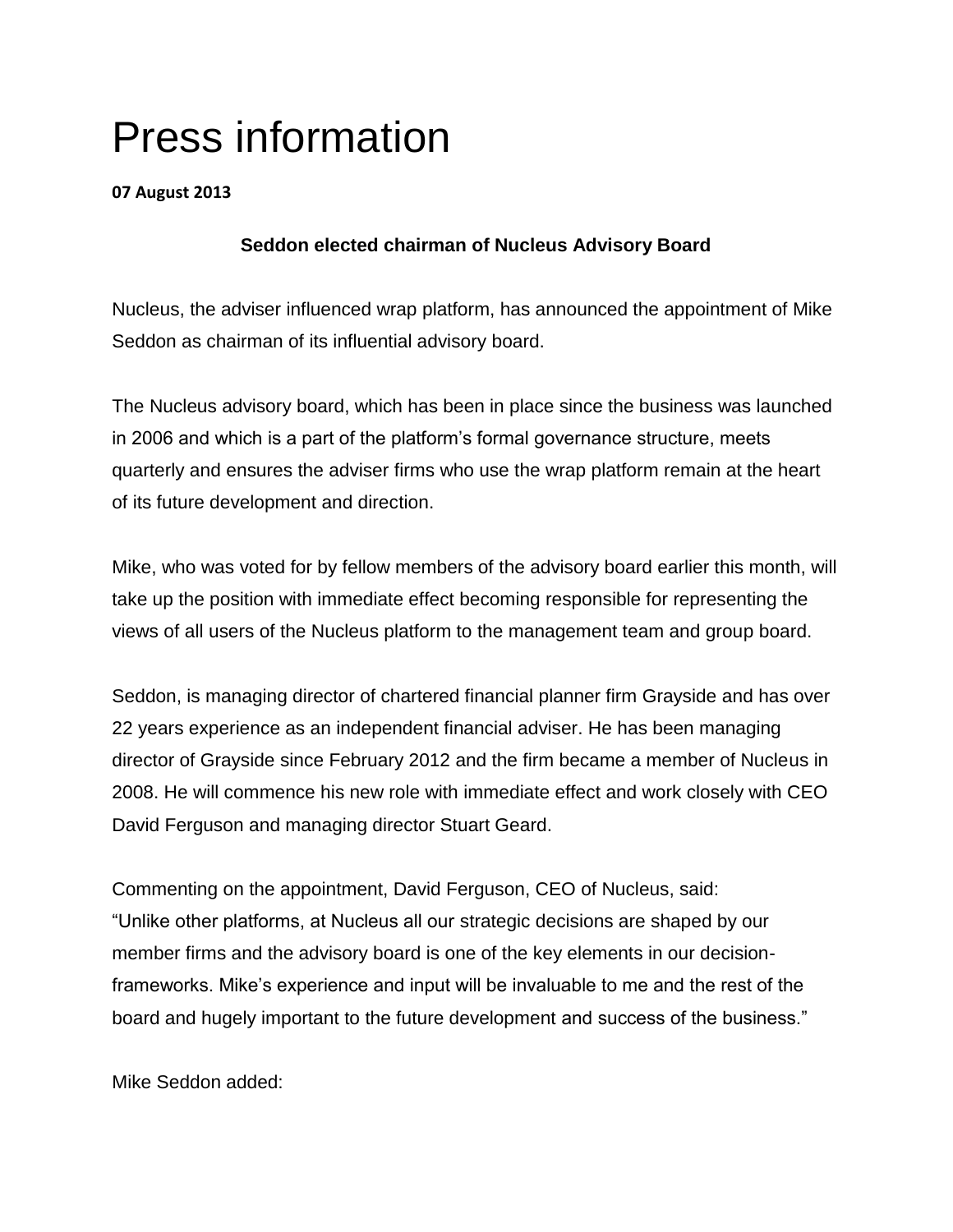# Press information

**07 August 2013**

### Seddon elected chairman of Nucleus Advisory Board

Nucleus, the adviser influenced wrap platform, has announced the appointment of Mike Seddon as chairman of its influential advisory board.

The Nucleus advisory board, which has been in place since the business was launched in 2006 and which is a part of the platform's formal governance structure, meets quarterly and ensures the adviser firms who use the wrap platform remain at the heart of its future development and direction.

Mike, who was voted for by fellow members of the advisory board earlier this month, will take up the position with immediate effect becoming responsible for representing the views of all users of the Nucleus platform to the management team and group board.

Seddon, is managing director of chartered financial planner firm Grayside and has over 22 years experience as an independent financial adviser. He has been managing director of Grayside since February 2012 and the firm became a member of Nucleus in 2008. He will commence his new role with immediate effect and work closely with CEO David Ferguson and managing director Stuart Geard.

Commenting on the appointment, David Ferguson, CEO of Nucleus, said:
"Unlike other platforms, at Nucleus all our strategic decisions are shaped by our member firms and the advisory board is one of the key elements in our decision-frameworks. Mike's experience and input will be invaluable to me and the rest of the board and hugely important to the future development and success of the business."

Mike Seddon added: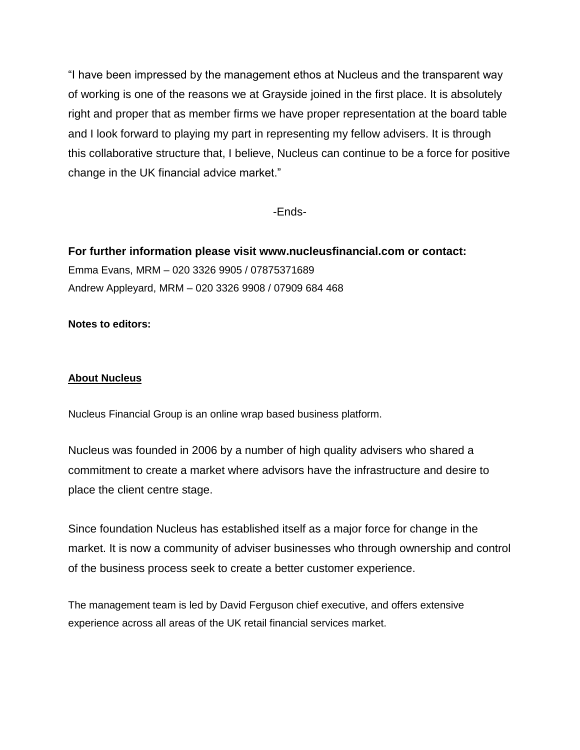"I have been impressed by the management ethos at Nucleus and the transparent way of working is one of the reasons we at Grayside joined in the first place. It is absolutely right and proper that as member firms we have proper representation at the board table and I look forward to playing my part in representing my fellow advisers. It is through this collaborative structure that, I believe, Nucleus can continue to be a force for positive change in the UK financial advice market."

-Ends-

**For further information please visit www.nucleusfinancial.com or contact:**
Emma Evans, MRM – 020 3326 9905 / 07875371689
Andrew Appleyard, MRM – 020 3326 9908 / 07909 684 468

**Notes to editors:**

**About Nucleus**

Nucleus Financial Group is an online wrap based business platform.

Nucleus was founded in 2006 by a number of high quality advisers who shared a commitment to create a market where advisors have the infrastructure and desire to place the client centre stage.

Since foundation Nucleus has established itself as a major force for change in the market. It is now a community of adviser businesses who through ownership and control of the business process seek to create a better customer experience.

The management team is led by David Ferguson chief executive, and offers extensive experience across all areas of the UK retail financial services market.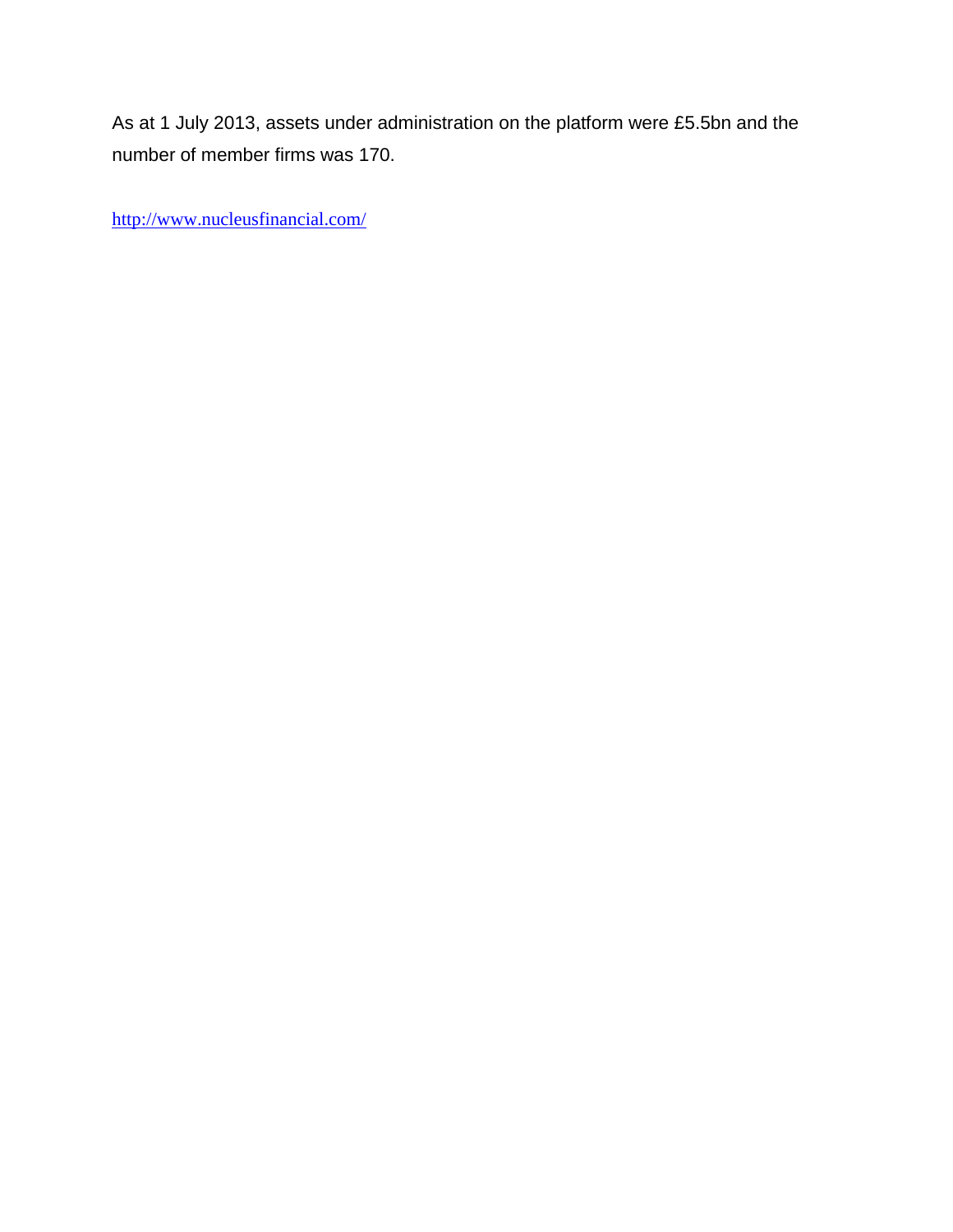As at 1 July 2013, assets under administration on the platform were £5.5bn and the number of member firms was 170.

http://www.nucleusfinancial.com/